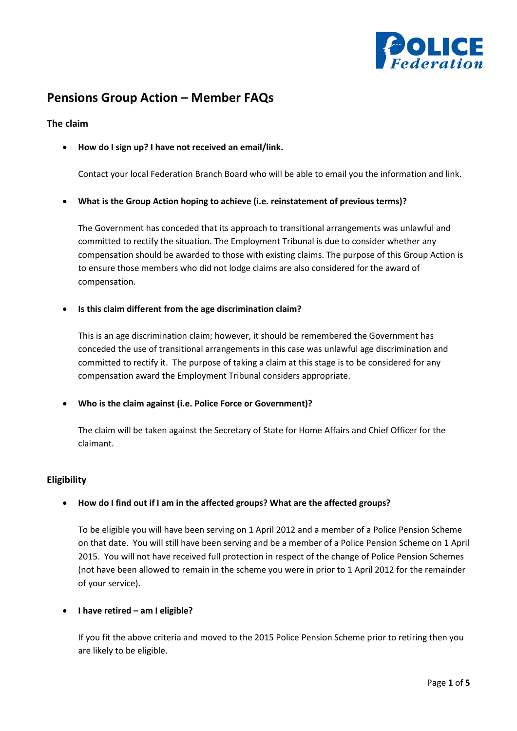# Pensions Group Action – Member FAQs

## The claim

- **How do I sign up? I have not received an email/link.**

  Contact your local Federation Branch Board who will be able to email you the information and link.

- **What is the Group Action hoping to achieve (i.e. reinstatement of previous terms)?**

  The Government has conceded that its approach to transitional arrangements was unlawful and committed to rectify the situation. The Employment Tribunal is due to consider whether any compensation should be awarded to those with existing claims. The purpose of this Group Action is to ensure those members who did not lodge claims are also considered for the award of compensation.

- **Is this claim different from the age discrimination claim?**

  This is an age discrimination claim; however, it should be remembered the Government has conceded the use of transitional arrangements in this case was unlawful age discrimination and committed to rectify it. The purpose of taking a claim at this stage is to be considered for any compensation award the Employment Tribunal considers appropriate.

- **Who is the claim against (i.e. Police Force or Government)?**

  The claim will be taken against the Secretary of State for Home Affairs and Chief Officer for the claimant.

## Eligibility

- **How do I find out if I am in the affected groups? What are the affected groups?**

  To be eligible you will have been serving on 1 April 2012 and a member of a Police Pension Scheme on that date. You will still have been serving and be a member of a Police Pension Scheme on 1 April 2015. You will not have received full protection in respect of the change of Police Pension Schemes (not have been allowed to remain in the scheme you were in prior to 1 April 2012 for the remainder of your service).

- **I have retired – am I eligible?**

  If you fit the above criteria and moved to the 2015 Police Pension Scheme prior to retiring then you are likely to be eligible.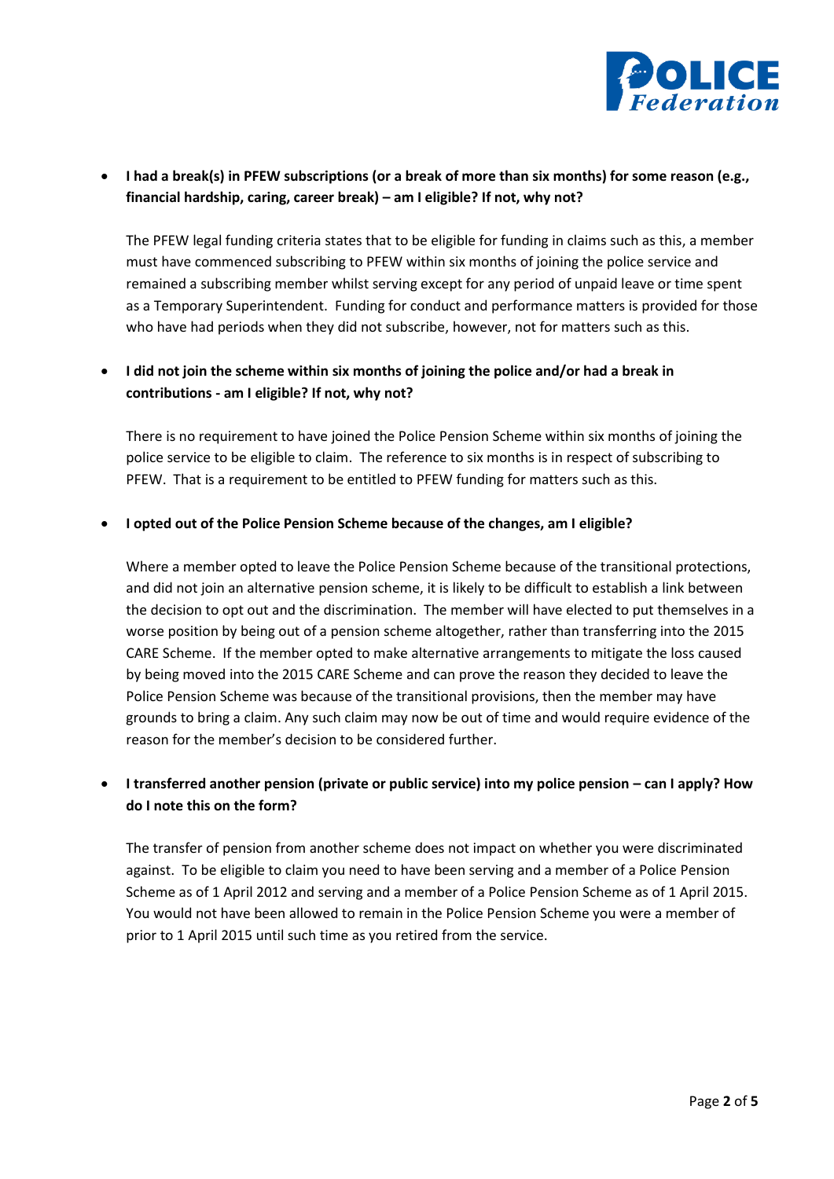- **I had a break(s) in PFEW subscriptions (or a break of more than six months) for some reason (e.g., financial hardship, caring, career break) – am I eligible? If not, why not?**

  The PFEW legal funding criteria states that to be eligible for funding in claims such as this, a member must have commenced subscribing to PFEW within six months of joining the police service and remained a subscribing member whilst serving except for any period of unpaid leave or time spent as a Temporary Superintendent. Funding for conduct and performance matters is provided for those who have had periods when they did not subscribe, however, not for matters such as this.

- **I did not join the scheme within six months of joining the police and/or had a break in contributions - am I eligible? If not, why not?**

  There is no requirement to have joined the Police Pension Scheme within six months of joining the police service to be eligible to claim. The reference to six months is in respect of subscribing to PFEW. That is a requirement to be entitled to PFEW funding for matters such as this.

- **I opted out of the Police Pension Scheme because of the changes, am I eligible?**

  Where a member opted to leave the Police Pension Scheme because of the transitional protections, and did not join an alternative pension scheme, it is likely to be difficult to establish a link between the decision to opt out and the discrimination. The member will have elected to put themselves in a worse position by being out of a pension scheme altogether, rather than transferring into the 2015 CARE Scheme. If the member opted to make alternative arrangements to mitigate the loss caused by being moved into the 2015 CARE Scheme and can prove the reason they decided to leave the Police Pension Scheme was because of the transitional provisions, then the member may have grounds to bring a claim. Any such claim may now be out of time and would require evidence of the reason for the member's decision to be considered further.

- **I transferred another pension (private or public service) into my police pension – can I apply? How do I note this on the form?**

  The transfer of pension from another scheme does not impact on whether you were discriminated against. To be eligible to claim you need to have been serving and a member of a Police Pension Scheme as of 1 April 2012 and serving and a member of a Police Pension Scheme as of 1 April 2015. You would not have been allowed to remain in the Police Pension Scheme you were a member of prior to 1 April 2015 until such time as you retired from the service.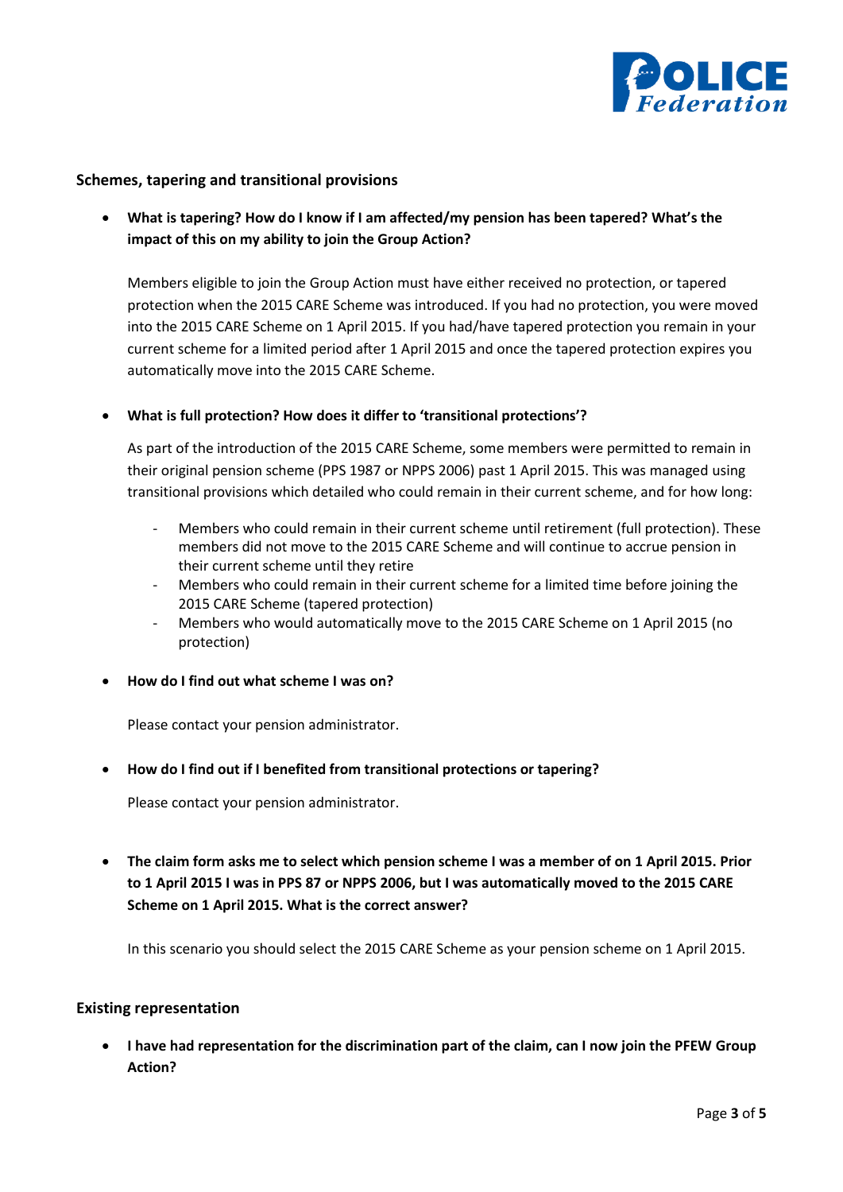### Schemes, tapering and transitional provisions

- **What is tapering? How do I know if I am affected/my pension has been tapered? What's the impact of this on my ability to join the Group Action?**

  Members eligible to join the Group Action must have either received no protection, or tapered protection when the 2015 CARE Scheme was introduced. If you had no protection, you were moved into the 2015 CARE Scheme on 1 April 2015. If you had/have tapered protection you remain in your current scheme for a limited period after 1 April 2015 and once the tapered protection expires you automatically move into the 2015 CARE Scheme.

- **What is full protection? How does it differ to 'transitional protections'?**

  As part of the introduction of the 2015 CARE Scheme, some members were permitted to remain in their original pension scheme (PPS 1987 or NPPS 2006) past 1 April 2015. This was managed using transitional provisions which detailed who could remain in their current scheme, and for how long:

  - Members who could remain in their current scheme until retirement (full protection). These members did not move to the 2015 CARE Scheme and will continue to accrue pension in their current scheme until they retire
  - Members who could remain in their current scheme for a limited time before joining the 2015 CARE Scheme (tapered protection)
  - Members who would automatically move to the 2015 CARE Scheme on 1 April 2015 (no protection)

- **How do I find out what scheme I was on?**

  Please contact your pension administrator.

- **How do I find out if I benefited from transitional protections or tapering?**

  Please contact your pension administrator.

- **The claim form asks me to select which pension scheme I was a member of on 1 April 2015. Prior to 1 April 2015 I was in PPS 87 or NPPS 2006, but I was automatically moved to the 2015 CARE Scheme on 1 April 2015. What is the correct answer?**

  In this scenario you should select the 2015 CARE Scheme as your pension scheme on 1 April 2015.

### Existing representation

- **I have had representation for the discrimination part of the claim, can I now join the PFEW Group Action?**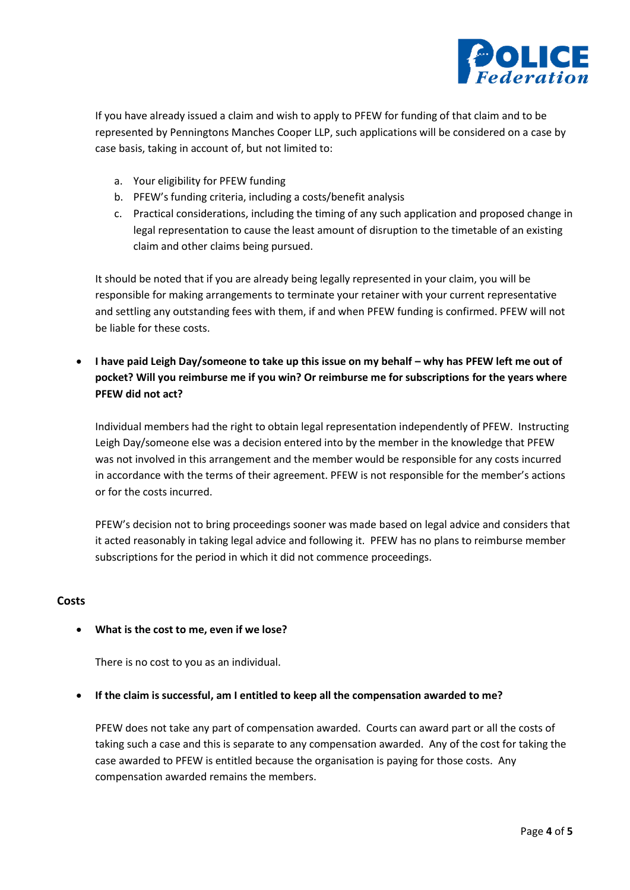If you have already issued a claim and wish to apply to PFEW for funding of that claim and to be represented by Penningtons Manches Cooper LLP, such applications will be considered on a case by case basis, taking in account of, but not limited to:

a. Your eligibility for PFEW funding
b. PFEW's funding criteria, including a costs/benefit analysis
c. Practical considerations, including the timing of any such application and proposed change in legal representation to cause the least amount of disruption to the timetable of an existing claim and other claims being pursued.

It should be noted that if you are already being legally represented in your claim, you will be responsible for making arrangements to terminate your retainer with your current representative and settling any outstanding fees with them, if and when PFEW funding is confirmed. PFEW will not be liable for these costs.

- **I have paid Leigh Day/someone to take up this issue on my behalf – why has PFEW left me out of pocket? Will you reimburse me if you win? Or reimburse me for subscriptions for the years where PFEW did not act?**

  Individual members had the right to obtain legal representation independently of PFEW. Instructing Leigh Day/someone else was a decision entered into by the member in the knowledge that PFEW was not involved in this arrangement and the member would be responsible for any costs incurred in accordance with the terms of their agreement. PFEW is not responsible for the member's actions or for the costs incurred.

  PFEW's decision not to bring proceedings sooner was made based on legal advice and considers that it acted reasonably in taking legal advice and following it. PFEW has no plans to reimburse member subscriptions for the period in which it did not commence proceedings.

## Costs

- **What is the cost to me, even if we lose?**

  There is no cost to you as an individual.

- **If the claim is successful, am I entitled to keep all the compensation awarded to me?**

  PFEW does not take any part of compensation awarded. Courts can award part or all the costs of taking such a case and this is separate to any compensation awarded. Any of the cost for taking the case awarded to PFEW is entitled because the organisation is paying for those costs. Any compensation awarded remains the members.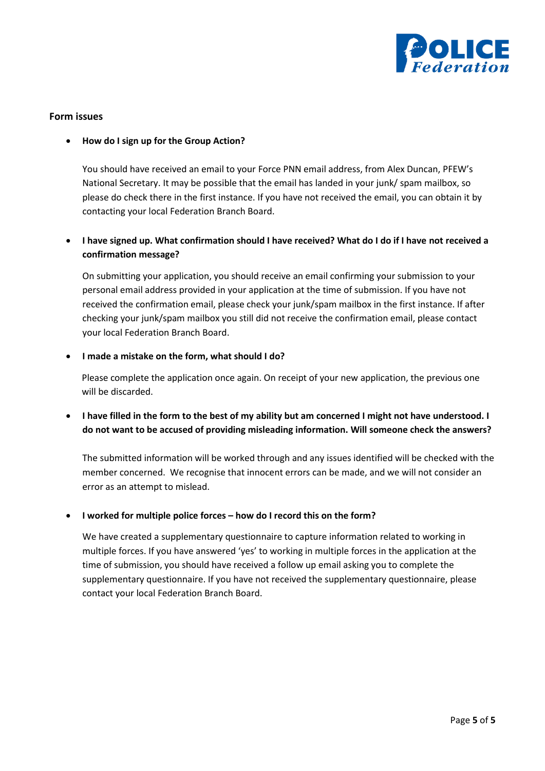**Form issues**

- **How do I sign up for the Group Action?**

  You should have received an email to your Force PNN email address, from Alex Duncan, PFEW's National Secretary. It may be possible that the email has landed in your junk/ spam mailbox, so please do check there in the first instance. If you have not received the email, you can obtain it by contacting your local Federation Branch Board.

- **I have signed up. What confirmation should I have received? What do I do if I have not received a confirmation message?**

  On submitting your application, you should receive an email confirming your submission to your personal email address provided in your application at the time of submission. If you have not received the confirmation email, please check your junk/spam mailbox in the first instance. If after checking your junk/spam mailbox you still did not receive the confirmation email, please contact your local Federation Branch Board.

- **I made a mistake on the form, what should I do?**

  Please complete the application once again. On receipt of your new application, the previous one will be discarded.

- **I have filled in the form to the best of my ability but am concerned I might not have understood. I do not want to be accused of providing misleading information. Will someone check the answers?**

  The submitted information will be worked through and any issues identified will be checked with the member concerned. We recognise that innocent errors can be made, and we will not consider an error as an attempt to mislead.

- **I worked for multiple police forces – how do I record this on the form?**

  We have created a supplementary questionnaire to capture information related to working in multiple forces. If you have answered 'yes' to working in multiple forces in the application at the time of submission, you should have received a follow up email asking you to complete the supplementary questionnaire. If you have not received the supplementary questionnaire, please contact your local Federation Branch Board.